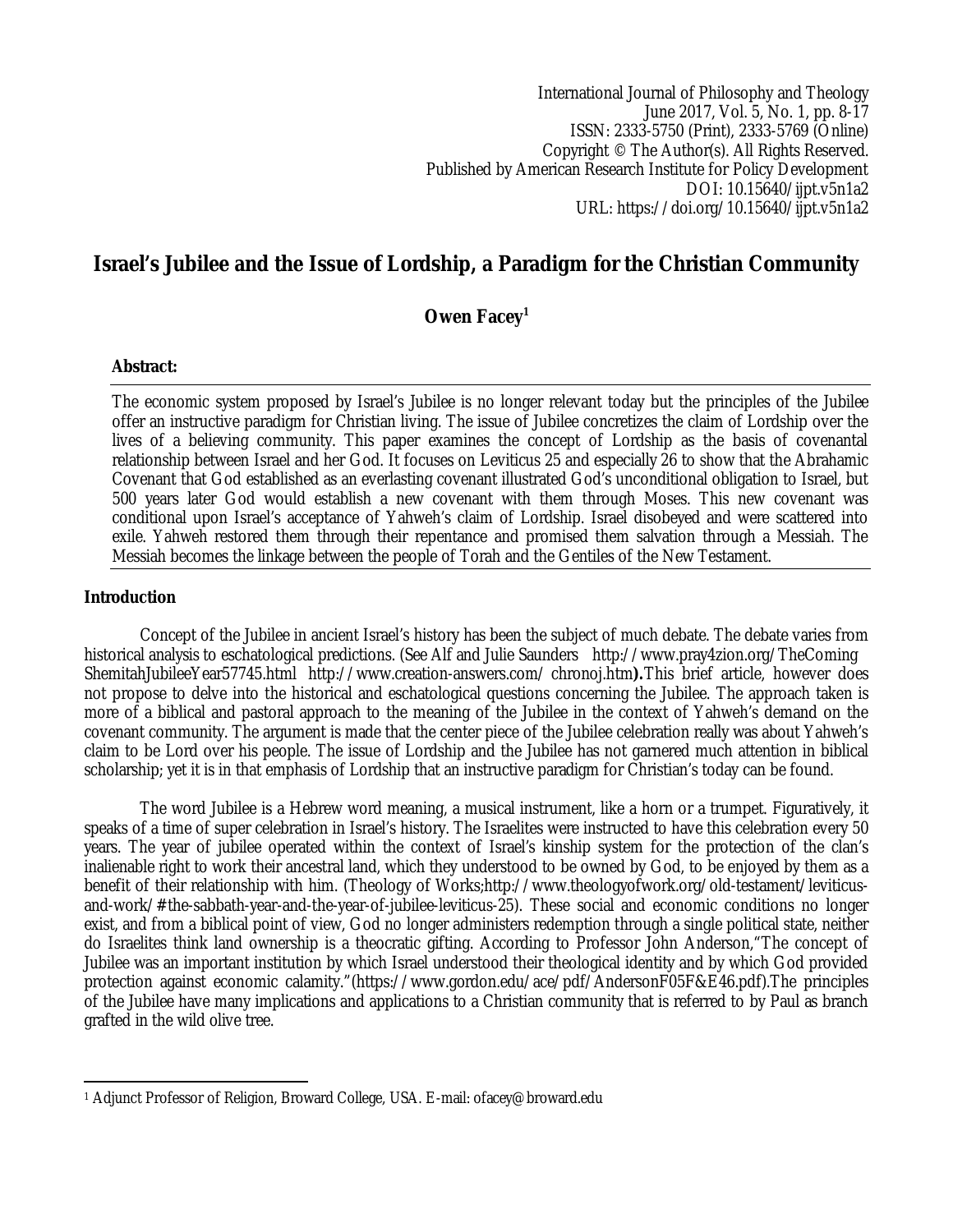International Journal of Philosophy and Theology
June 2017, Vol. 5, No. 1, pp. 8-17
ISSN: 2333-5750 (Print), 2333-5769 (Online)
Copyright © The Author(s). All Rights Reserved.
Published by American Research Institute for Policy Development
DOI: 10.15640/ijpt.v5n1a2
URL: https://doi.org/10.15640/ijpt.v5n1a2

# Israel's Jubilee and the Issue of Lordship, a Paradigm for the Christian Community

**Owen Facey[1]**

**Abstract:**

The economic system proposed by Israel's Jubilee is no longer relevant today but the principles of the Jubilee offer an instructive paradigm for Christian living. The issue of Jubilee concretizes the claim of Lordship over the lives of a believing community. This paper examines the concept of Lordship as the basis of covenantal relationship between Israel and her God. It focuses on Leviticus 25 and especially 26 to show that the Abrahamic Covenant that God established as an everlasting covenant illustrated God's unconditional obligation to Israel, but 500 years later God would establish a new covenant with them through Moses. This new covenant was conditional upon Israel's acceptance of Yahweh's claim of Lordship. Israel disobeyed and were scattered into exile. Yahweh restored them through their repentance and promised them salvation through a Messiah. The Messiah becomes the linkage between the people of Torah and the Gentiles of the New Testament.

## Introduction

Concept of the Jubilee in ancient Israel's history has been the subject of much debate. The debate varies from historical analysis to eschatological predictions. (See Alf and Julie Saunders http://www.pray4zion.org/TheComing ShemitahJubileeYear57745.html http://www.creation-answers.com/ chronoj.htm**).**This brief article, however does not propose to delve into the historical and eschatological questions concerning the Jubilee. The approach taken is more of a biblical and pastoral approach to the meaning of the Jubilee in the context of Yahweh's demand on the covenant community. The argument is made that the center piece of the Jubilee celebration really was about Yahweh's claim to be Lord over his people. The issue of Lordship and the Jubilee has not garnered much attention in biblical scholarship; yet it is in that emphasis of Lordship that an instructive paradigm for Christian's today can be found.

The word Jubilee is a Hebrew word meaning, a musical instrument, like a horn or a trumpet. Figuratively, it speaks of a time of super celebration in Israel's history. The Israelites were instructed to have this celebration every 50 years. The year of jubilee operated within the context of Israel's kinship system for the protection of the clan's inalienable right to work their ancestral land, which they understood to be owned by God, to be enjoyed by them as a benefit of their relationship with him. (Theology of Works;http://www.theologyofwork.org/old-testament/leviticus-and-work/#the-sabbath-year-and-the-year-of-jubilee-leviticus-25). These social and economic conditions no longer exist, and from a biblical point of view, God no longer administers redemption through a single political state, neither do Israelites think land ownership is a theocratic gifting. According to Professor John Anderson,"The concept of Jubilee was an important institution by which Israel understood their theological identity and by which God provided protection against economic calamity."(https://www.gordon.edu/ace/pdf/AndersonF05F&E46.pdf).The principles of the Jubilee have many implications and applications to a Christian community that is referred to by Paul as branch grafted in the wild olive tree.

---

[1] Adjunct Professor of Religion, Broward College, USA. E-mail: ofacey@broward.edu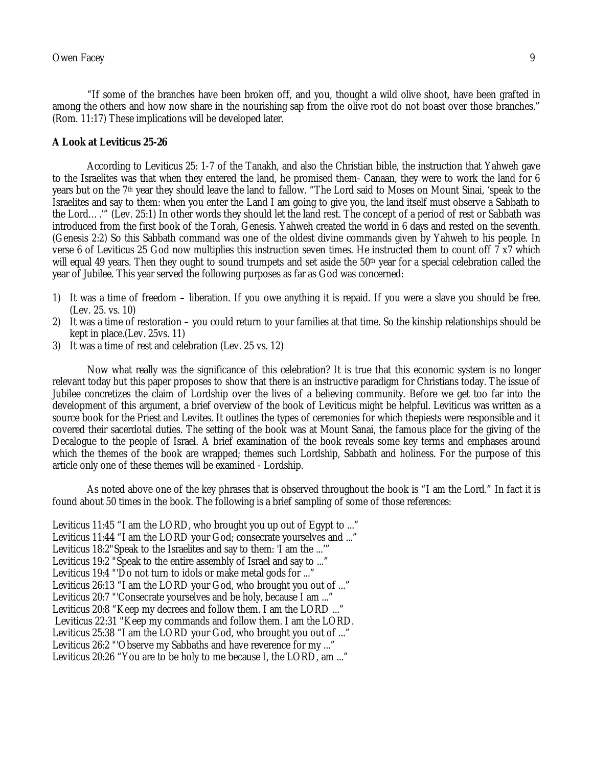"If some of the branches have been broken off, and you, thought a wild olive shoot, have been grafted in among the others and how now share in the nourishing sap from the olive root do not boast over those branches." (Rom. 11:17) These implications will be developed later.

**A Look at Leviticus 25-26**

According to Leviticus 25: 1-7 of the Tanakh, and also the Christian bible, the instruction that Yahweh gave to the Israelites was that when they entered the land, he promised them- Canaan, they were to work the land for 6 years but on the 7th year they should leave the land to fallow. "The Lord said to Moses on Mount Sinai, 'speak to the Israelites and say to them: when you enter the Land I am going to give you, the land itself must observe a Sabbath to the Lord… .'" (Lev. 25:1) In other words they should let the land rest. The concept of a period of rest or Sabbath was introduced from the first book of the Torah, Genesis. Yahweh created the world in 6 days and rested on the seventh. (Genesis 2:2) So this Sabbath command was one of the oldest divine commands given by Yahweh to his people. In verse 6 of Leviticus 25 God now multiplies this instruction seven times. He instructed them to count off 7 x7 which will equal 49 years. Then they ought to sound trumpets and set aside the 50th year for a special celebration called the year of Jubilee. This year served the following purposes as far as God was concerned:

1) It was a time of freedom – liberation. If you owe anything it is repaid. If you were a slave you should be free. (Lev. 25. vs. 10)
2) It was a time of restoration – you could return to your families at that time. So the kinship relationships should be kept in place.(Lev. 25vs. 11)
3) It was a time of rest and celebration (Lev. 25 vs. 12)

Now what really was the significance of this celebration? It is true that this economic system is no longer relevant today but this paper proposes to show that there is an instructive paradigm for Christians today. The issue of Jubilee concretizes the claim of Lordship over the lives of a believing community. Before we get too far into the development of this argument, a brief overview of the book of Leviticus might be helpful. Leviticus was written as a source book for the Priest and Levites. It outlines the types of ceremonies for which thepiests were responsible and it covered their sacerdotal duties. The setting of the book was at Mount Sanai, the famous place for the giving of the Decalogue to the people of Israel. A brief examination of the book reveals some key terms and emphases around which the themes of the book are wrapped; themes such Lordship, Sabbath and holiness. For the purpose of this article only one of these themes will be examined - Lordship.

As noted above one of the key phrases that is observed throughout the book is "I am the Lord." In fact it is found about 50 times in the book. The following is a brief sampling of some of those references:

Leviticus 11:45 "I am the LORD, who brought you up out of Egypt to ..."
Leviticus 11:44 "I am the LORD your God; consecrate yourselves and ..."
Leviticus 18:2"Speak to the Israelites and say to them: 'I am the ...'"
Leviticus 19:2 "Speak to the entire assembly of Israel and say to ..."
Leviticus 19:4 "'Do not turn to idols or make metal gods for ..."
Leviticus 26:13 "I am the LORD your God, who brought you out of ..."
Leviticus 20:7 "'Consecrate yourselves and be holy, because I am ..."
Leviticus 20:8 "Keep my decrees and follow them. I am the LORD ..."
Leviticus 22:31 "Keep my commands and follow them. I am the LORD.
Leviticus 25:38 "I am the LORD your God, who brought you out of ..."
Leviticus 26:2 "'Observe my Sabbaths and have reverence for my ..."
Leviticus 20:26 "You are to be holy to me because I, the LORD, am ..."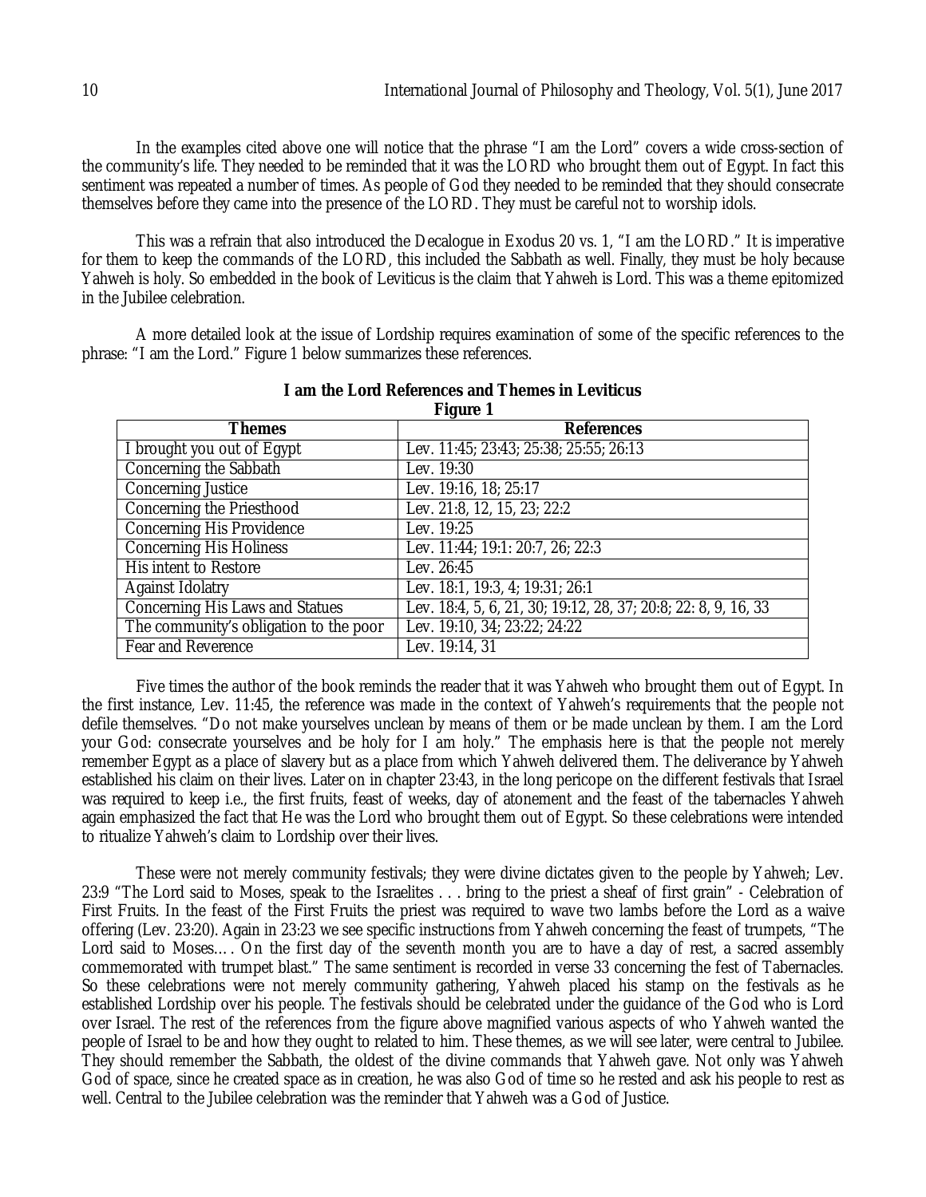In the examples cited above one will notice that the phrase "I am the Lord" covers a wide cross-section of the community's life. They needed to be reminded that it was the LORD who brought them out of Egypt. In fact this sentiment was repeated a number of times. As people of God they needed to be reminded that they should consecrate themselves before they came into the presence of the LORD. They must be careful not to worship idols.

This was a refrain that also introduced the Decalogue in Exodus 20 vs. 1, "I am the LORD." It is imperative for them to keep the commands of the LORD, this included the Sabbath as well. Finally, they must be holy because Yahweh is holy. So embedded in the book of Leviticus is the claim that Yahweh is Lord. This was a theme epitomized in the Jubilee celebration.

A more detailed look at the issue of Lordship requires examination of some of the specific references to the phrase: "I am the Lord." Figure 1 below summarizes these references.

**I am the Lord References and Themes in Leviticus**
**Figure 1**

| Themes | References |
|---|---|
| I brought you out of Egypt | Lev. 11:45; 23:43; 25:38; 25:55; 26:13 |
| Concerning the Sabbath | Lev. 19:30 |
| Concerning Justice | Lev. 19:16, 18; 25:17 |
| Concerning the Priesthood | Lev. 21:8, 12, 15, 23; 22:2 |
| Concerning His Providence | Lev. 19:25 |
| Concerning His Holiness | Lev. 11:44; 19:1: 20:7, 26; 22:3 |
| His intent to Restore | Lev. 26:45 |
| Against Idolatry | Lev. 18:1, 19:3, 4; 19:31; 26:1 |
| Concerning His Laws and Statues | Lev. 18:4, 5, 6, 21, 30; 19:12, 28, 37; 20:8; 22: 8, 9, 16, 33 |
| The community's obligation to the poor | Lev. 19:10, 34; 23:22; 24:22 |
| Fear and Reverence | Lev. 19:14, 31 |

Five times the author of the book reminds the reader that it was Yahweh who brought them out of Egypt. In the first instance, Lev. 11:45, the reference was made in the context of Yahweh's requirements that the people not defile themselves. "Do not make yourselves unclean by means of them or be made unclean by them. I am the Lord your God: consecrate yourselves and be holy for I am holy." The emphasis here is that the people not merely remember Egypt as a place of slavery but as a place from which Yahweh delivered them. The deliverance by Yahweh established his claim on their lives. Later on in chapter 23:43, in the long pericope on the different festivals that Israel was required to keep i.e., the first fruits, feast of weeks, day of atonement and the feast of the tabernacles Yahweh again emphasized the fact that He was the Lord who brought them out of Egypt. So these celebrations were intended to ritualize Yahweh's claim to Lordship over their lives.

These were not merely community festivals; they were divine dictates given to the people by Yahweh; Lev. 23:9 "The Lord said to Moses, speak to the Israelites . . . bring to the priest a sheaf of first grain" - Celebration of First Fruits. In the feast of the First Fruits the priest was required to wave two lambs before the Lord as a waive offering (Lev. 23:20). Again in 23:23 we see specific instructions from Yahweh concerning the feast of trumpets, "The Lord said to Moses…. On the first day of the seventh month you are to have a day of rest, a sacred assembly commemorated with trumpet blast." The same sentiment is recorded in verse 33 concerning the fest of Tabernacles. So these celebrations were not merely community gathering, Yahweh placed his stamp on the festivals as he established Lordship over his people. The festivals should be celebrated under the guidance of the God who is Lord over Israel. The rest of the references from the figure above magnified various aspects of who Yahweh wanted the people of Israel to be and how they ought to related to him. These themes, as we will see later, were central to Jubilee. They should remember the Sabbath, the oldest of the divine commands that Yahweh gave. Not only was Yahweh God of space, since he created space as in creation, he was also God of time so he rested and ask his people to rest as well. Central to the Jubilee celebration was the reminder that Yahweh was a God of Justice.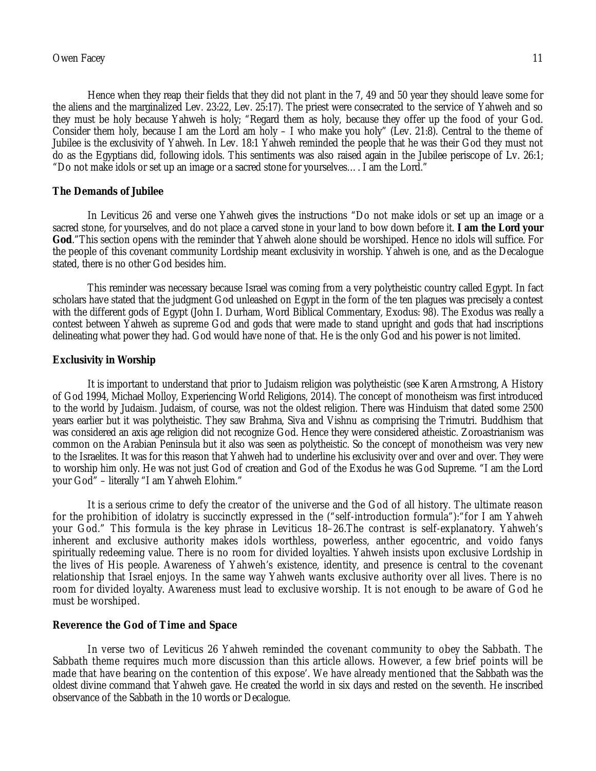Hence when they reap their fields that they did not plant in the 7, 49 and 50 year they should leave some for the aliens and the marginalized Lev. 23:22, Lev. 25:17). The priest were consecrated to the service of Yahweh and so they must be holy because Yahweh is holy; "Regard them as holy, because they offer up the food of your God. Consider them holy, because I am the Lord am holy – I who make you holy" (Lev. 21:8). Central to the theme of Jubilee is the exclusivity of Yahweh. In Lev. 18:1 Yahweh reminded the people that he was their God they must not do as the Egyptians did, following idols. This sentiments was also raised again in the Jubilee periscope of Lv. 26:1; "Do not make idols or set up an image or a sacred stone for yourselves… . I am the Lord."

**The Demands of Jubilee**

In Leviticus 26 and verse one Yahweh gives the instructions "Do not make idols or set up an image or a sacred stone, for yourselves, and do not place a carved stone in your land to bow down before it. **I am the Lord your God**."This section opens with the reminder that Yahweh alone should be worshiped. Hence no idols will suffice. For the people of this covenant community Lordship meant exclusivity in worship. Yahweh is one, and as the Decalogue stated, there is no other God besides him.

This reminder was necessary because Israel was coming from a very polytheistic country called Egypt. In fact scholars have stated that the judgment God unleashed on Egypt in the form of the ten plagues was precisely a contest with the different gods of Egypt (John I. Durham, Word Biblical Commentary, Exodus: 98). The Exodus was really a contest between Yahweh as supreme God and gods that were made to stand upright and gods that had inscriptions delineating what power they had. God would have none of that. He is the only God and his power is not limited.

**Exclusivity in Worship**

It is important to understand that prior to Judaism religion was polytheistic (see Karen Armstrong, A History of God 1994, Michael Molloy, Experiencing World Religions, 2014). The concept of monotheism was first introduced to the world by Judaism. Judaism, of course, was not the oldest religion. There was Hinduism that dated some 2500 years earlier but it was polytheistic. They saw Brahma, Siva and Vishnu as comprising the Trimutri. Buddhism that was considered an axis age religion did not recognize God. Hence they were considered atheistic. Zoroastrianism was common on the Arabian Peninsula but it also was seen as polytheistic. So the concept of monotheism was very new to the Israelites. It was for this reason that Yahweh had to underline his exclusivity over and over and over. They were to worship him only. He was not just God of creation and God of the Exodus he was God Supreme. "I am the Lord your God" – literally "I am Yahweh Elohim."

It is a serious crime to defy the creator of the universe and the God of all history. The ultimate reason for the prohibition of idolatry is succinctly expressed in the ("self-introduction formula"):"for I am Yahweh your God." This formula is the key phrase in Leviticus 18–26.The contrast is self-explanatory. Yahweh's inherent and exclusive authority makes idols worthless, powerless, anther egocentric, and voido fanys spiritually redeeming value. There is no room for divided loyalties. Yahweh insists upon exclusive Lordship in the lives of His people. Awareness of Yahweh's existence, identity, and presence is central to the covenant relationship that Israel enjoys. In the same way Yahweh wants exclusive authority over all lives. There is no room for divided loyalty. Awareness must lead to exclusive worship. It is not enough to be aware of God he must be worshiped.

**Reverence the God of Time and Space**

In verse two of Leviticus 26 Yahweh reminded the covenant community to obey the Sabbath. The Sabbath theme requires much more discussion than this article allows. However, a few brief points will be made that have bearing on the contention of this expose'. We have already mentioned that the Sabbath was the oldest divine command that Yahweh gave. He created the world in six days and rested on the seventh. He inscribed observance of the Sabbath in the 10 words or Decalogue.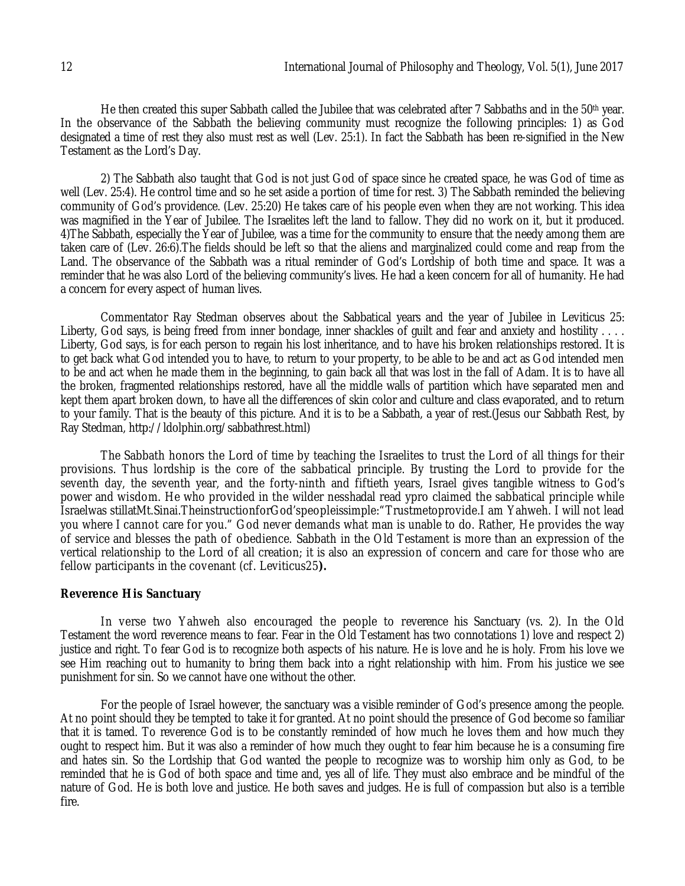He then created this super Sabbath called the Jubilee that was celebrated after 7 Sabbaths and in the 50th year. In the observance of the Sabbath the believing community must recognize the following principles: 1) as God designated a time of rest they also must rest as well (Lev. 25:1). In fact the Sabbath has been re-signified in the New Testament as the Lord's Day.

2) The Sabbath also taught that God is not just God of space since he created space, he was God of time as well (Lev. 25:4). He control time and so he set aside a portion of time for rest. 3) The Sabbath reminded the believing community of God's providence. (Lev. 25:20) He takes care of his people even when they are not working. This idea was magnified in the Year of Jubilee. The Israelites left the land to fallow. They did no work on it, but it produced. 4)The Sabbath, especially the Year of Jubilee, was a time for the community to ensure that the needy among them are taken care of (Lev. 26:6).The fields should be left so that the aliens and marginalized could come and reap from the Land. The observance of the Sabbath was a ritual reminder of God's Lordship of both time and space. It was a reminder that he was also Lord of the believing community's lives. He had a keen concern for all of humanity. He had a concern for every aspect of human lives.

Commentator Ray Stedman observes about the Sabbatical years and the year of Jubilee in Leviticus 25: Liberty, God says, is being freed from inner bondage, inner shackles of guilt and fear and anxiety and hostility . . . . Liberty, God says, is for each person to regain his lost inheritance, and to have his broken relationships restored. It is to get back what God intended you to have, to return to your property, to be able to be and act as God intended men to be and act when he made them in the beginning, to gain back all that was lost in the fall of Adam. It is to have all the broken, fragmented relationships restored, have all the middle walls of partition which have separated men and kept them apart broken down, to have all the differences of skin color and culture and class evaporated, and to return to your family. That is the beauty of this picture. And it is to be a Sabbath, a year of rest.(Jesus our Sabbath Rest, by Ray Stedman, http://ldolphin.org/sabbathrest.html)

The Sabbath honors the Lord of time by teaching the Israelites to trust the Lord of all things for their provisions. Thus lordship is the core of the sabbatical principle. By trusting the Lord to provide for the seventh day, the seventh year, and the forty-ninth and fiftieth years, Israel gives tangible witness to God's power and wisdom. He who provided in the wilder nesshadal read ypro claimed the sabbatical principle while Israelwas stillatMt.Sinai.TheinstructionforGod'speopleissimple:"Trustmetoprovide.I am Yahweh. I will not lead you where I cannot care for you." God never demands what man is unable to do. Rather, He provides the way of service and blesses the path of obedience. Sabbath in the Old Testament is more than an expression of the vertical relationship to the Lord of all creation; it is also an expression of concern and care for those who are fellow participants in the covenant (cf. Leviticus25**).**

**Reverence His Sanctuary**

In verse two Yahweh also encouraged the people to reverence his Sanctuary (vs. 2). In the Old Testament the word reverence means to fear. Fear in the Old Testament has two connotations 1) love and respect 2) justice and right. To fear God is to recognize both aspects of his nature. He is love and he is holy. From his love we see Him reaching out to humanity to bring them back into a right relationship with him. From his justice we see punishment for sin. So we cannot have one without the other.

For the people of Israel however, the sanctuary was a visible reminder of God's presence among the people. At no point should they be tempted to take it for granted. At no point should the presence of God become so familiar that it is tamed. To reverence God is to be constantly reminded of how much he loves them and how much they ought to respect him. But it was also a reminder of how much they ought to fear him because he is a consuming fire and hates sin. So the Lordship that God wanted the people to recognize was to worship him only as God, to be reminded that he is God of both space and time and, yes all of life. They must also embrace and be mindful of the nature of God. He is both love and justice. He both saves and judges. He is full of compassion but also is a terrible fire.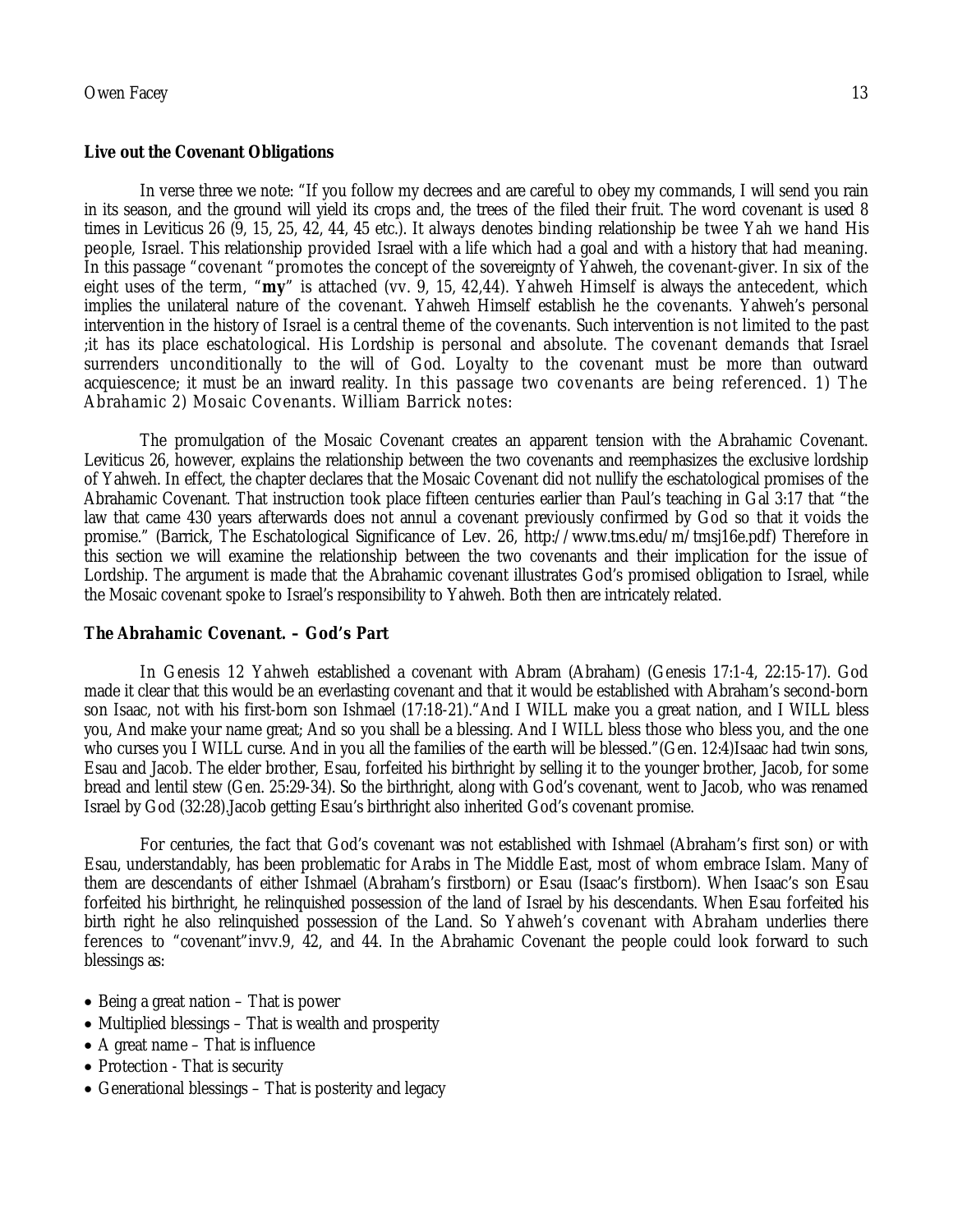### Live out the Covenant Obligations

In verse three we note: "If you follow my decrees and are careful to obey my commands, I will send you rain in its season, and the ground will yield its crops and, the trees of the filed their fruit. The word covenant is used 8 times in Leviticus 26 (9, 15, 25, 42, 44, 45 etc.). It always denotes binding relationship be twee Yah we hand His people, Israel. This relationship provided Israel with a life which had a goal and with a history that had meaning. In this passage "covenant "promotes the concept of the sovereignty of Yahweh, the covenant-giver. In six of the eight uses of the term, "**my**" is attached (vv. 9, 15, 42,44). Yahweh Himself is always the antecedent, which implies the unilateral nature of the covenant. Yahweh Himself establish he the covenants. Yahweh's personal intervention in the history of Israel is a central theme of the covenants. Such intervention is not limited to the past ;it has its place eschatological. His Lordship is personal and absolute. The covenant demands that Israel surrenders unconditionally to the will of God. Loyalty to the covenant must be more than outward acquiescence; it must be an inward reality. In this passage two covenants are being referenced. 1) The Abrahamic 2) Mosaic Covenants. William Barrick notes:

The promulgation of the Mosaic Covenant creates an apparent tension with the Abrahamic Covenant. Leviticus 26, however, explains the relationship between the two covenants and reemphasizes the exclusive lordship of Yahweh. In effect, the chapter declares that the Mosaic Covenant did not nullify the eschatological promises of the Abrahamic Covenant. That instruction took place fifteen centuries earlier than Paul's teaching in Gal 3:17 that "the law that came 430 years afterwards does not annul a covenant previously confirmed by God so that it voids the promise." (Barrick, The Eschatological Significance of Lev. 26, http://www.tms.edu/m/tmsj16e.pdf) Therefore in this section we will examine the relationship between the two covenants and their implication for the issue of Lordship. The argument is made that the Abrahamic covenant illustrates God's promised obligation to Israel, while the Mosaic covenant spoke to Israel's responsibility to Yahweh. Both then are intricately related.

### The Abrahamic Covenant. – God's Part

In Genesis 12 Yahweh established a covenant with Abram (Abraham) (Genesis 17:1-4, 22:15-17). God made it clear that this would be an everlasting covenant and that it would be established with Abraham's second-born son Isaac, not with his first-born son Ishmael (17:18-21)."And I WILL make you a great nation, and I WILL bless you, And make your name great; And so you shall be a blessing. And I WILL bless those who bless you, and the one who curses you I WILL curse. And in you all the families of the earth will be blessed."(Gen. 12:4)Isaac had twin sons, Esau and Jacob. The elder brother, Esau, forfeited his birthright by selling it to the younger brother, Jacob, for some bread and lentil stew (Gen. 25:29-34). So the birthright, along with God's covenant, went to Jacob, who was renamed Israel by God (32:28).Jacob getting Esau's birthright also inherited God's covenant promise.

For centuries, the fact that God's covenant was not established with Ishmael (Abraham's first son) or with Esau, understandably, has been problematic for Arabs in The Middle East, most of whom embrace Islam. Many of them are descendants of either Ishmael (Abraham's firstborn) or Esau (Isaac's firstborn). When Isaac's son Esau forfeited his birthright, he relinquished possession of the land of Israel by his descendants. When Esau forfeited his birth right he also relinquished possession of the Land. So Yahweh's covenant with Abraham underlies there ferences to "covenant"invv.9, 42, and 44. In the Abrahamic Covenant the people could look forward to such blessings as:

- Being a great nation – That is power
- Multiplied blessings – That is wealth and prosperity
- A great name – That is influence
- Protection - That is security
- Generational blessings – That is posterity and legacy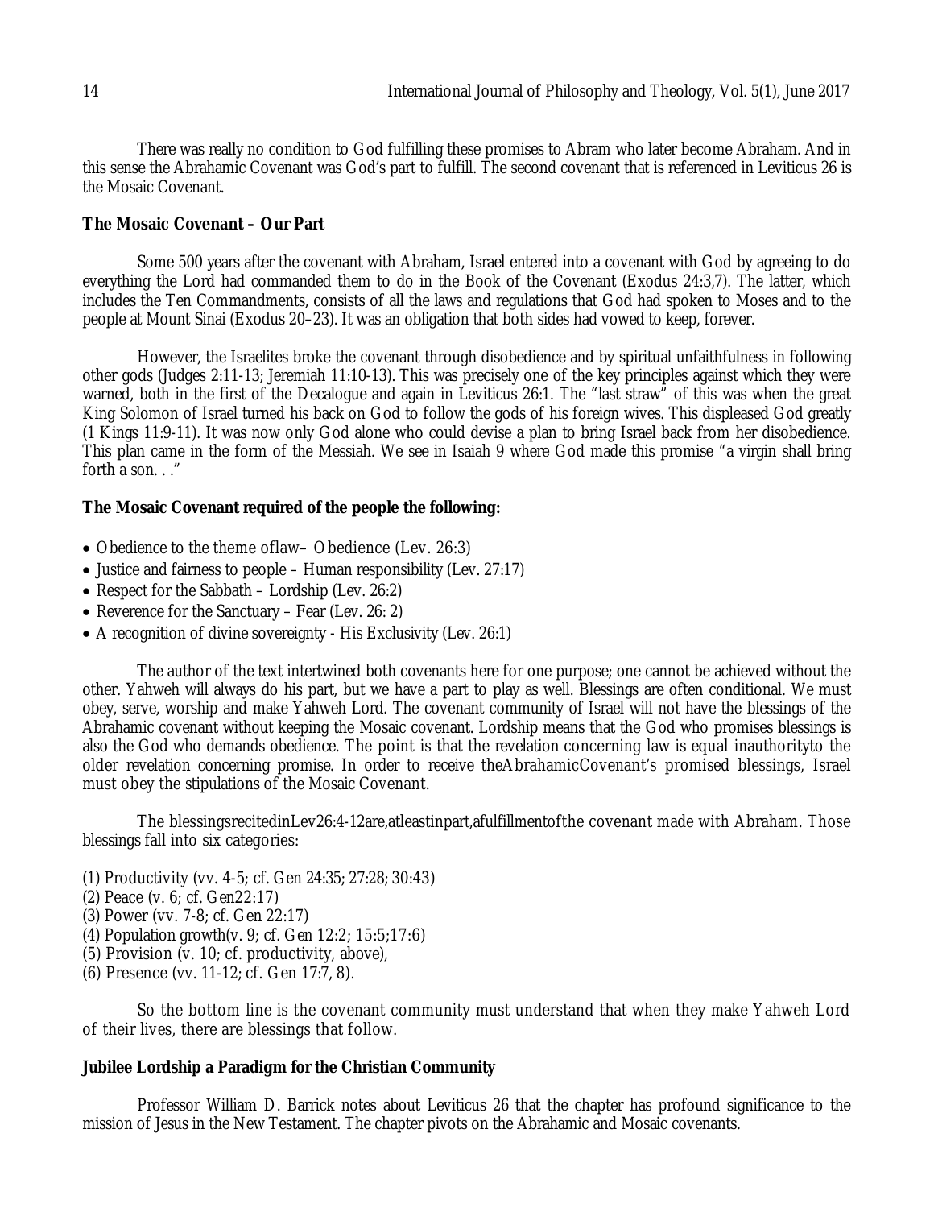There was really no condition to God fulfilling these promises to Abram who later become Abraham. And in this sense the Abrahamic Covenant was God's part to fulfill. The second covenant that is referenced in Leviticus 26 is the Mosaic Covenant.

**The Mosaic Covenant – Our Part**

Some 500 years after the covenant with Abraham, Israel entered into a covenant with God by agreeing to do everything the Lord had commanded them to do in the Book of the Covenant (Exodus 24:3,7). The latter, which includes the Ten Commandments, consists of all the laws and regulations that God had spoken to Moses and to the people at Mount Sinai (Exodus 20–23). It was an obligation that both sides had vowed to keep, forever.

However, the Israelites broke the covenant through disobedience and by spiritual unfaithfulness in following other gods (Judges 2:11-13; Jeremiah 11:10-13). This was precisely one of the key principles against which they were warned, both in the first of the Decalogue and again in Leviticus 26:1. The "last straw" of this was when the great King Solomon of Israel turned his back on God to follow the gods of his foreign wives. This displeased God greatly (1 Kings 11:9-11). It was now only God alone who could devise a plan to bring Israel back from her disobedience. This plan came in the form of the Messiah. We see in Isaiah 9 where God made this promise "a virgin shall bring forth a son. . ."

**The Mosaic Covenant required of the people the following:**

- Obedience to the theme oflaw– Obedience (Lev. 26:3)
- Justice and fairness to people – Human responsibility (Lev. 27:17)
- Respect for the Sabbath – Lordship (Lev. 26:2)
- Reverence for the Sanctuary – Fear (Lev. 26: 2)
- A recognition of divine sovereignty - His Exclusivity (Lev. 26:1)

The author of the text intertwined both covenants here for one purpose; one cannot be achieved without the other. Yahweh will always do his part, but we have a part to play as well. Blessings are often conditional. We must obey, serve, worship and make Yahweh Lord. The covenant community of Israel will not have the blessings of the Abrahamic covenant without keeping the Mosaic covenant. Lordship means that the God who promises blessings is also the God who demands obedience. The point is that the revelation concerning law is equal inauthorityto the older revelation concerning promise. In order to receive theAbrahamicCovenant's promised blessings, Israel must obey the stipulations of the Mosaic Covenant.

The blessingsrecitedinLev26:4-12are,atleastinpart,afulfillmentofthe covenant made with Abraham. Those blessings fall into six categories:

(1) Productivity (vv. 4-5; cf. Gen 24:35; 27:28; 30:43)
(2) Peace (v. 6; cf. Gen22:17)
(3) Power (vv. 7-8; cf. Gen 22:17)
(4) Population growth(v. 9; cf. Gen 12:2; 15:5;17:6)
(5) Provision (v. 10; cf. productivity, above),
(6) Presence (vv. 11-12; cf. Gen 17:7, 8).

So the bottom line is the covenant community must understand that when they make Yahweh Lord of their lives, there are blessings that follow.

**Jubilee Lordship a Paradigm for the Christian Community**

Professor William D. Barrick notes about Leviticus 26 that the chapter has profound significance to the mission of Jesus in the New Testament. The chapter pivots on the Abrahamic and Mosaic covenants.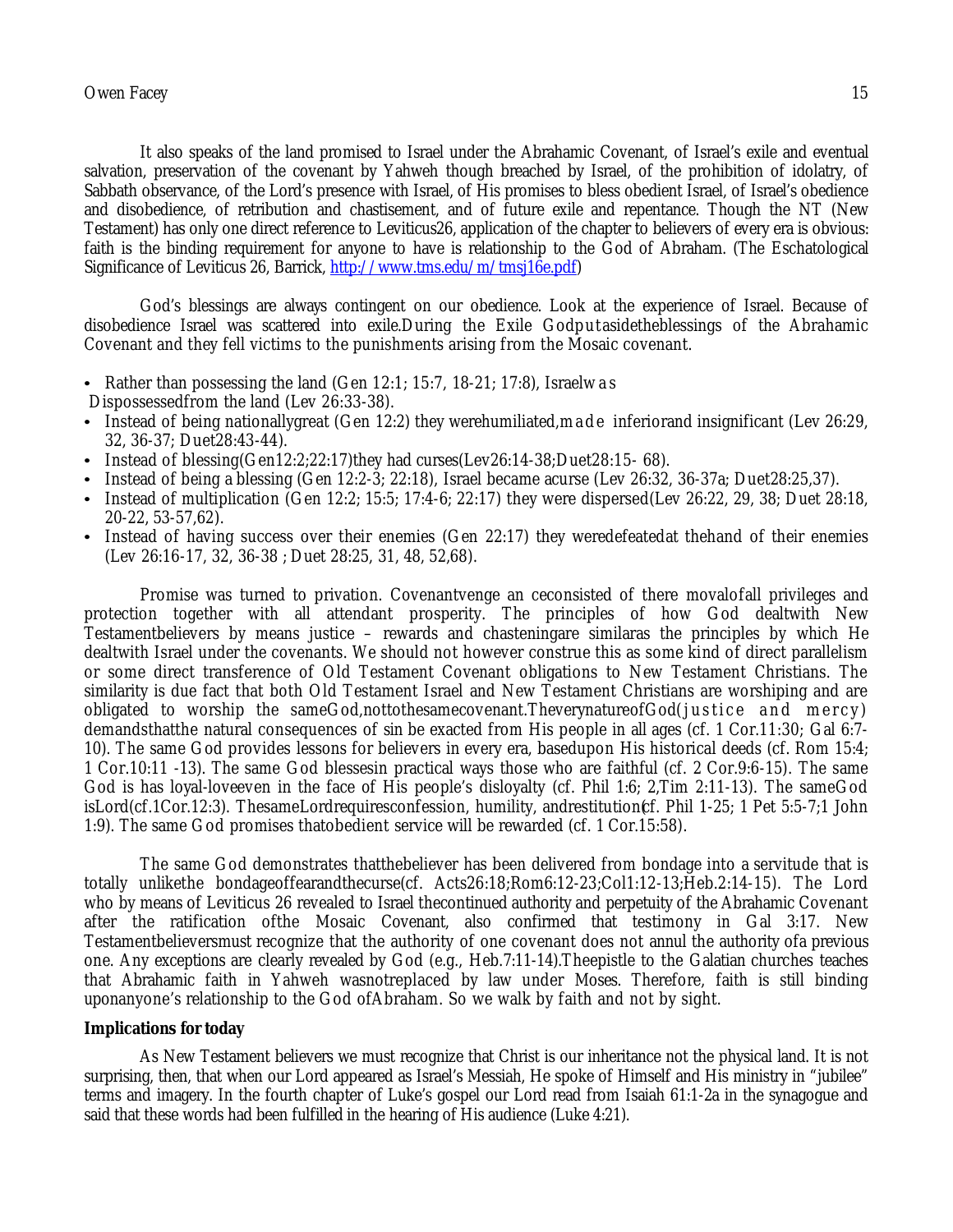It also speaks of the land promised to Israel under the Abrahamic Covenant, of Israel's exile and eventual salvation, preservation of the covenant by Yahweh though breached by Israel, of the prohibition of idolatry, of Sabbath observance, of the Lord's presence with Israel, of His promises to bless obedient Israel, of Israel's obedience and disobedience, of retribution and chastisement, and of future exile and repentance. Though the NT (New Testament) has only one direct reference to Leviticus26, application of the chapter to believers of every era is obvious: faith is the binding requirement for anyone to have is relationship to the God of Abraham. (The Eschatological Significance of Leviticus 26, Barrick, http://www.tms.edu/m/tmsj16e.pdf)

God's blessings are always contingent on our obedience. Look at the experience of Israel. Because of disobedience Israel was scattered into exile.During the Exile Godputasidetheblessings of the Abrahamic Covenant and they fell victims to the punishments arising from the Mosaic covenant.

- Rather than possessing the land (Gen 12:1; 15:7, 18-21; 17:8), Israelwas Dispossessedfrom the land (Lev 26:33-38).
- Instead of being nationallygreat (Gen 12:2) they werehumiliated,made inferiorand insignificant (Lev 26:29, 32, 36-37; Duet28:43-44).
- Instead of blessing(Gen12:2;22:17)they had curses(Lev26:14-38;Duet28:15- 68).
- Instead of being a blessing (Gen 12:2-3; 22:18), Israel became acurse (Lev 26:32, 36-37a; Duet28:25,37).
- Instead of multiplication (Gen 12:2; 15:5; 17:4-6; 22:17) they were dispersed(Lev 26:22, 29, 38; Duet 28:18, 20-22, 53-57,62).
- Instead of having success over their enemies (Gen 22:17) they weredefeatedat thehand of their enemies (Lev 26:16-17, 32, 36-38 ; Duet 28:25, 31, 48, 52,68).

Promise was turned to privation. Covenantvenge an ceconsisted of there movalofall privileges and protection together with all attendant prosperity. The principles of how God dealtwith New Testamentbelievers by means justice – rewards and chasteningare similaras the principles by which He dealtwith Israel under the covenants. We should not however construe this as some kind of direct parallelism or some direct transference of Old Testament Covenant obligations to New Testament Christians. The similarity is due fact that both Old Testament Israel and New Testament Christians are worshiping and are obligated to worship the sameGod,nottothesamecovenant.TheverynatureofGod(justice and mercy) demandsthatthe natural consequences of sin be exacted from His people in all ages (cf. 1 Cor.11:30; Gal 6:7-10). The same God provides lessons for believers in every era, basedupon His historical deeds (cf. Rom 15:4; 1 Cor.10:11 -13). The same God blessesin practical ways those who are faithful (cf. 2 Cor.9:6-15). The same God is has loyal-loveeven in the face of His people's disloyalty (cf. Phil 1:6; 2,Tim 2:11-13). The sameGod isLord(cf.1Cor.12:3). ThesameLordrequiresconfession, humility, andrestitution(cf. Phil 1-25; 1 Pet 5:5-7;1 John 1:9). The same God promises thatobedient service will be rewarded (cf. 1 Cor.15:58).

The same God demonstrates thatthebeliever has been delivered from bondage into a servitude that is totally unlikethe bondageoffearandthecurse(cf. Acts26:18;Rom6:12-23;Col1:12-13;Heb.2:14-15). The Lord who by means of Leviticus 26 revealed to Israel thecontinued authority and perpetuity of the Abrahamic Covenant after the ratification ofthe Mosaic Covenant, also confirmed that testimony in Gal 3:17. New Testamentbelieversmust recognize that the authority of one covenant does not annul the authority ofa previous one. Any exceptions are clearly revealed by God (e.g., Heb.7:11-14).Theepistle to the Galatian churches teaches that Abrahamic faith in Yahweh wasnotreplaced by law under Moses. Therefore, faith is still binding uponanyone's relationship to the God ofAbraham. So we walk by faith and not by sight.

**Implications for today**

As New Testament believers we must recognize that Christ is our inheritance not the physical land. It is not surprising, then, that when our Lord appeared as Israel's Messiah, He spoke of Himself and His ministry in "jubilee" terms and imagery. In the fourth chapter of Luke's gospel our Lord read from Isaiah 61:1-2a in the synagogue and said that these words had been fulfilled in the hearing of His audience (Luke 4:21).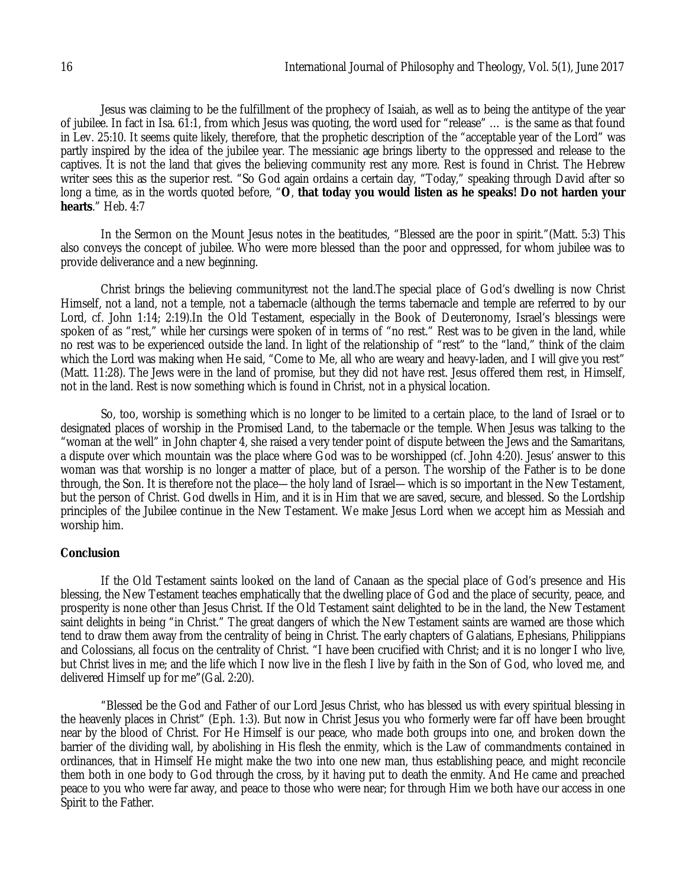Jesus was claiming to be the fulfillment of the prophecy of Isaiah, as well as to being the antitype of the year of jubilee. In fact in Isa. 61:1, from which Jesus was quoting, the word used for “release” … is the same as that found in Lev. 25:10. It seems quite likely, therefore, that the prophetic description of the “acceptable year of the Lord” was partly inspired by the idea of the jubilee year. The messianic age brings liberty to the oppressed and release to the captives. It is not the land that gives the believing community rest any more. Rest is found in Christ. The Hebrew writer sees this as the superior rest. “So God again ordains a certain day, “Today,” speaking through David after so long a time, as in the words quoted before, “**O, that today you would listen as he speaks! Do not harden your hearts**.” Heb. 4:7

In the Sermon on the Mount Jesus notes in the beatitudes, “Blessed are the poor in spirit.”(Matt. 5:3) This also conveys the concept of jubilee. Who were more blessed than the poor and oppressed, for whom jubilee was to provide deliverance and a new beginning.

Christ brings the believing communityrest not the land.The special place of God’s dwelling is now Christ Himself, not a land, not a temple, not a tabernacle (although the terms tabernacle and temple are referred to by our Lord, cf. John 1:14; 2:19).In the Old Testament, especially in the Book of Deuteronomy, Israel’s blessings were spoken of as “rest,” while her cursings were spoken of in terms of “no rest.” Rest was to be given in the land, while no rest was to be experienced outside the land. In light of the relationship of “rest” to the “land,” think of the claim which the Lord was making when He said, “Come to Me, all who are weary and heavy-laden, and I will give you rest” (Matt. 11:28). The Jews were in the land of promise, but they did not have rest. Jesus offered them rest, in Himself, not in the land. Rest is now something which is found in Christ, not in a physical location.

So, too, worship is something which is no longer to be limited to a certain place, to the land of Israel or to designated places of worship in the Promised Land, to the tabernacle or the temple. When Jesus was talking to the “woman at the well” in John chapter 4, she raised a very tender point of dispute between the Jews and the Samaritans, a dispute over which mountain was the place where God was to be worshipped (cf. John 4:20). Jesus’ answer to this woman was that worship is no longer a matter of place, but of a person. The worship of the Father is to be done through, the Son. It is therefore not the place—the holy land of Israel—which is so important in the New Testament, but the person of Christ. God dwells in Him, and it is in Him that we are saved, secure, and blessed. So the Lordship principles of the Jubilee continue in the New Testament. We make Jesus Lord when we accept him as Messiah and worship him.

## Conclusion

If the Old Testament saints looked on the land of Canaan as the special place of God’s presence and His blessing, the New Testament teaches emphatically that the dwelling place of God and the place of security, peace, and prosperity is none other than Jesus Christ. If the Old Testament saint delighted to be in the land, the New Testament saint delights in being “in Christ.” The great dangers of which the New Testament saints are warned are those which tend to draw them away from the centrality of being in Christ. The early chapters of Galatians, Ephesians, Philippians and Colossians, all focus on the centrality of Christ. “I have been crucified with Christ; and it is no longer I who live, but Christ lives in me; and the life which I now live in the flesh I live by faith in the Son of God, who loved me, and delivered Himself up for me”(Gal. 2:20).

“Blessed be the God and Father of our Lord Jesus Christ, who has blessed us with every spiritual blessing in the heavenly places in Christ” (Eph. 1:3). But now in Christ Jesus you who formerly were far off have been brought near by the blood of Christ. For He Himself is our peace, who made both groups into one, and broken down the barrier of the dividing wall, by abolishing in His flesh the enmity, which is the Law of commandments contained in ordinances, that in Himself He might make the two into one new man, thus establishing peace, and might reconcile them both in one body to God through the cross, by it having put to death the enmity. And He came and preached peace to you who were far away, and peace to those who were near; for through Him we both have our access in one Spirit to the Father.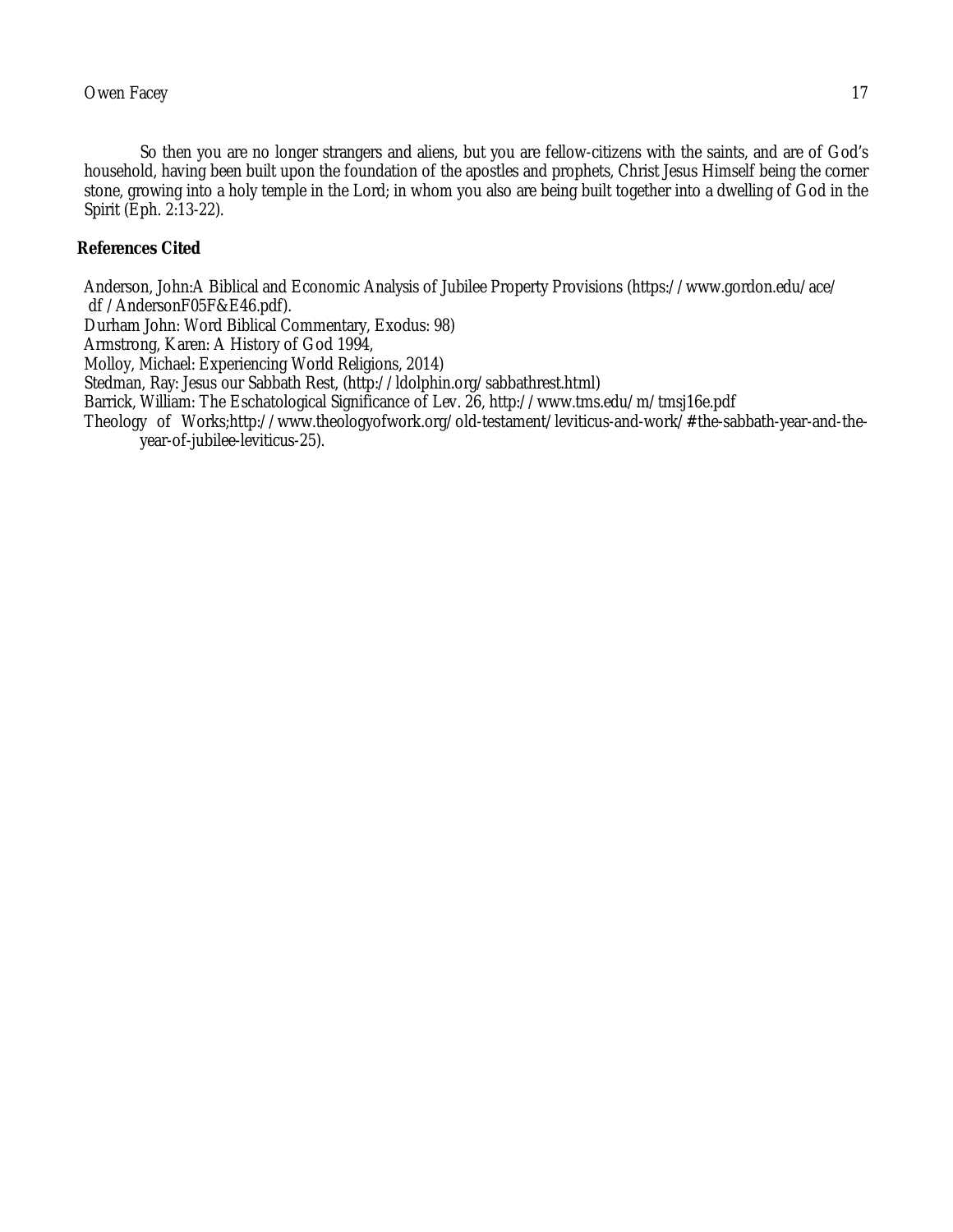So then you are no longer strangers and aliens, but you are fellow-citizens with the saints, and are of God's household, having been built upon the foundation of the apostles and prophets, Christ Jesus Himself being the corner stone, growing into a holy temple in the Lord; in whom you also are being built together into a dwelling of God in the Spirit (Eph. 2:13-22).

## References Cited

Anderson, John:A Biblical and Economic Analysis of Jubilee Property Provisions (https://www.gordon.edu/ace/df /AndersonF05F&E46.pdf).

Durham John: Word Biblical Commentary, Exodus: 98)

Armstrong, Karen: A History of God 1994,

Molloy, Michael: Experiencing World Religions, 2014)

Stedman, Ray: Jesus our Sabbath Rest, (http://ldolphin.org/sabbathrest.html)

Barrick, William: The Eschatological Significance of Lev. 26, http://www.tms.edu/m/tmsj16e.pdf

Theology of Works;http://www.theologyofwork.org/old-testament/leviticus-and-work/#the-sabbath-year-and-the-year-of-jubilee-leviticus-25).